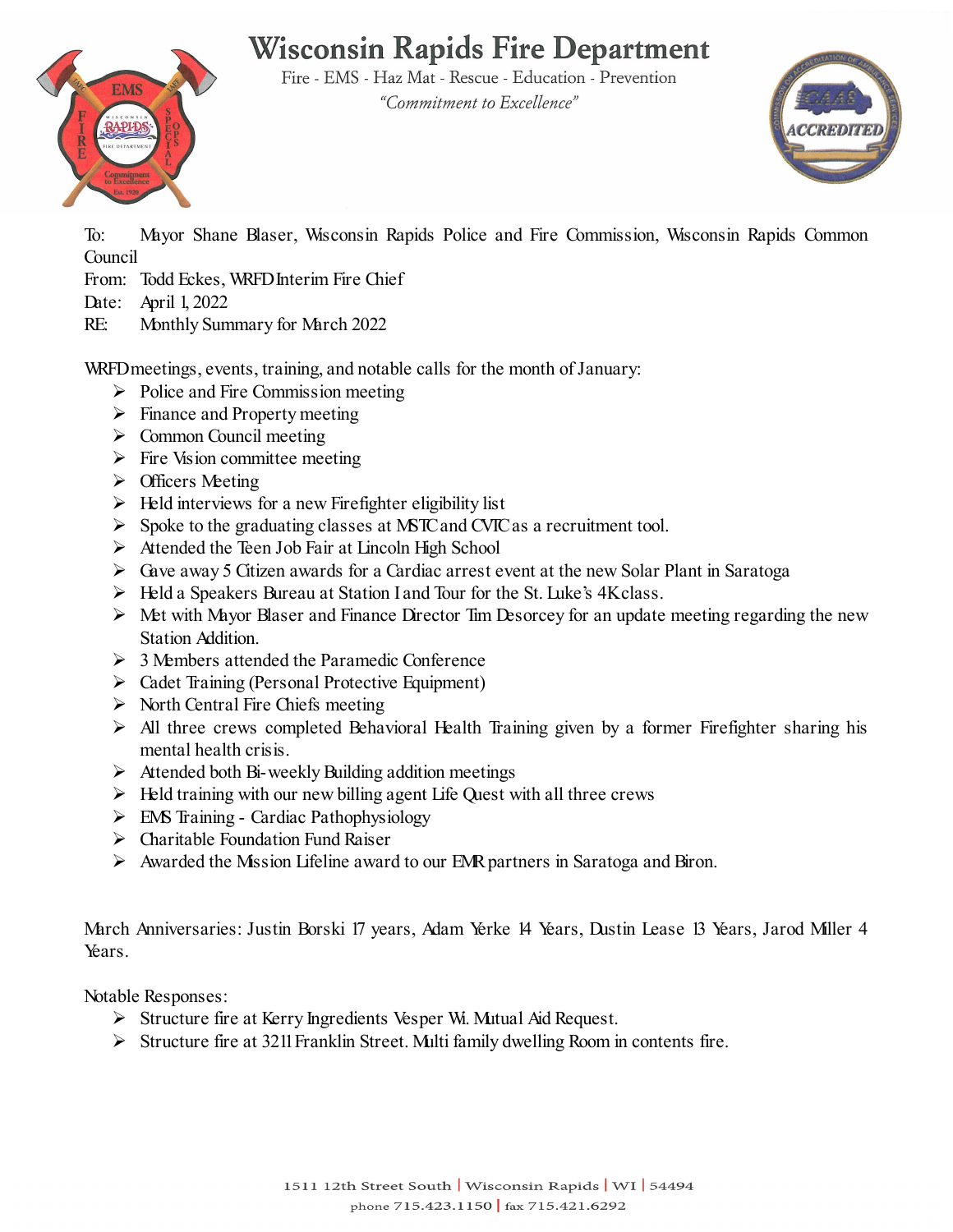# Wisconsin Rapids Fire Department

Fire - EMS - Haz Mat - Rescue - Education - Prevention

*"Commitment to Excellence"*

To: Mayor Shane Blaser, Wisconsin Rapids Police and Fire Commission, Wisconsin Rapids Common Council
From: Todd Eckes, WRFD Interim Fire Chief
Date: April 1, 2022
RE: Monthly Summary for March 2022

WRFD meetings, events, training, and notable calls for the month of January:

- Police and Fire Commission meeting
- Finance and Property meeting
- Common Council meeting
- Fire Vision committee meeting
- Officers Meeting
- Held interviews for a new Firefighter eligibility list
- Spoke to the graduating classes at MSTC and CVTC as a recruitment tool.
- Attended the Teen Job Fair at Lincoln High School
- Gave away 5 Citizen awards for a Cardiac arrest event at the new Solar Plant in Saratoga
- Held a Speakers Bureau at Station I and Tour for the St. Luke's 4K class.
- Met with Mayor Blaser and Finance Director Tim Desorcey for an update meeting regarding the new Station Addition.
- 3 Members attended the Paramedic Conference
- Cadet Training (Personal Protective Equipment)
- North Central Fire Chiefs meeting
- All three crews completed Behavioral Health Training given by a former Firefighter sharing his mental health crisis.
- Attended both Bi-weekly Building addition meetings
- Held training with our new billing agent Life Quest with all three crews
- EMS Training - Cardiac Pathophysiology
- Charitable Foundation Fund Raiser
- Awarded the Mission Lifeline award to our EMR partners in Saratoga and Biron.

March Anniversaries: Justin Borski 17 years, Adam Yerke 14 Years, Dustin Lease 13 Years, Jarod Miller 4 Years.

Notable Responses:

- Structure fire at Kerry Ingredients Vesper Wi. Mutual Aid Request.
- Structure fire at 3211 Franklin Street. Multi family dwelling Room in contents fire.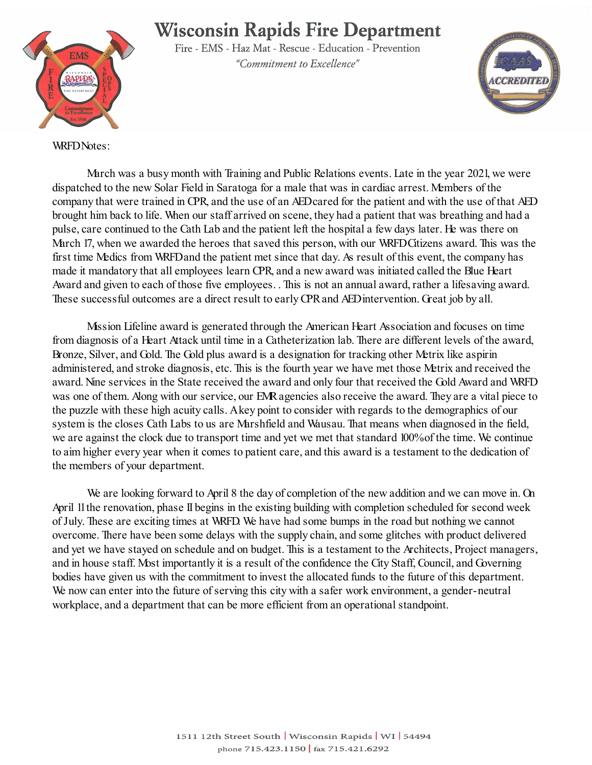# Wisconsin Rapids Fire Department

Fire - EMS - Haz Mat - Rescue - Education - Prevention

*"Commitment to Excellence"*

WRFD Notes:

March was a busy month with Training and Public Relations events. Late in the year 2021, we were dispatched to the new Solar Field in Saratoga for a male that was in cardiac arrest. Members of the company that were trained in CPR, and the use of an AED cared for the patient and with the use of that AED brought him back to life. When our staff arrived on scene, they had a patient that was breathing and had a pulse, care continued to the Cath Lab and the patient left the hospital a few days later. He was there on March 17, when we awarded the heroes that saved this person, with our WRFD Citizens award. This was the first time Medics from WRFD and the patient met since that day. As result of this event, the company has made it mandatory that all employees learn CPR, and a new award was initiated called the Blue Heart Award and given to each of those five employees. . This is not an annual award, rather a lifesaving award. These successful outcomes are a direct result to early CPR and AED intervention. Great job by all.

Mission Lifeline award is generated through the American Heart Association and focuses on time from diagnosis of a Heart Attack until time in a Catheterization lab. There are different levels of the award, Bronze, Silver, and Gold. The Gold plus award is a designation for tracking other Metrix like aspirin administered, and stroke diagnosis, etc. This is the fourth year we have met those Metrix and received the award. Nine services in the State received the award and only four that received the Gold Award and WRFD was one of them. Along with our service, our EMR agencies also receive the award. They are a vital piece to the puzzle with these high acuity calls. A key point to consider with regards to the demographics of our system is the closes Cath Labs to us are Marshfield and Wausau. That means when diagnosed in the field, we are against the clock due to transport time and yet we met that standard 100% of the time. We continue to aim higher every year when it comes to patient care, and this award is a testament to the dedication of the members of your department.

We are looking forward to April 8 the day of completion of the new addition and we can move in. On April 11 the renovation, phase II begins in the existing building with completion scheduled for second week of July. These are exciting times at WRFD. We have had some bumps in the road but nothing we cannot overcome. There have been some delays with the supply chain, and some glitches with product delivered and yet we have stayed on schedule and on budget. This is a testament to the Architects, Project managers, and in house staff. Most importantly it is a result of the confidence the City Staff, Council, and Governing bodies have given us with the commitment to invest the allocated funds to the future of this department. We now can enter into the future of serving this city with a safer work environment, a gender-neutral workplace, and a department that can be more efficient from an operational standpoint.

1511 12th Street South | Wisconsin Rapids | WI | 54494
phone 715.423.1150 | fax 715.421.6292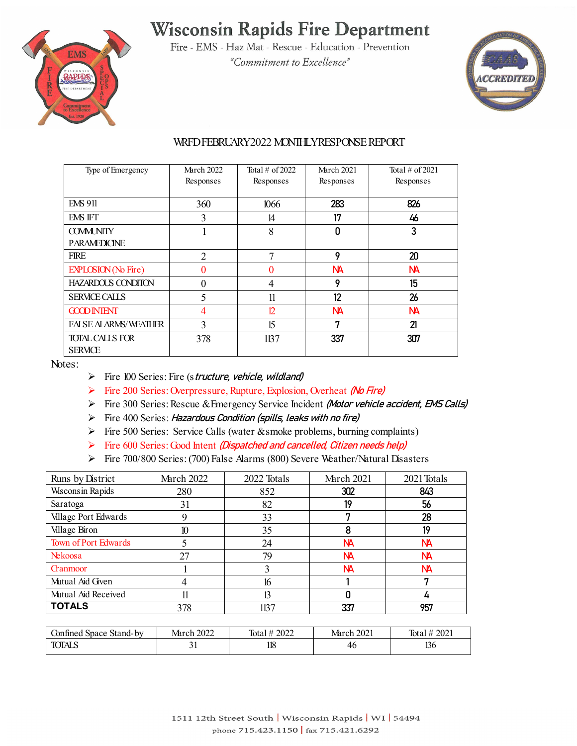# Wisconsin Rapids Fire Department

Fire - EMS - Haz Mat - Rescue - Education - Prevention

*"Commitment to Excellence"*

## WRFD FEBRUARY 2022 MONTHLY RESPONSE REPORT

| Type of Emergency | March 2022 Responses | Total # of 2022 Responses | March 2021 Responses | Total # of 2021 Responses |
|---|---|---|---|---|
| EMS 911 | 360 | 1066 | 283 | 826 |
| EMS IFT | 3 | 14 | 17 | 46 |
| COMMUNITY PARAMEDICINE | 1 | 8 | 0 | 3 |
| FIRE | 2 | 7 | 9 | 20 |
| EXPLOSION (No Fire) | 0 | 0 | NA | NA |
| HAZARDOUS CONDITION | 0 | 4 | 9 | 15 |
| SERVICE CALLS | 5 | 11 | 12 | 26 |
| GOOD INTENT | 4 | 12 | NA | NA |
| FALSE ALARMS/WEATHER | 3 | 15 | 7 | 21 |
| TOTAL CALLS FOR SERVICE | 378 | 1137 | 337 | 307 |

Notes:

- Fire 100 Series: Fire (s*tructure, vehicle, wildland)*
- Fire 200 Series: Overpressure, Rupture, Explosion, Overheat *(No Fire)*
- Fire 300 Series: Rescue & Emergency Service Incident *(Motor vehicle accident, EMS Calls)*
- Fire 400 Series: *Hazardous Condition (spills, leaks with no fire)*
- Fire 500 Series: Service Calls (water & smoke problems, burning complaints)
- Fire 600 Series: Good Intent *(Dispatched and cancelled, Citizen needs help)*
- Fire 700/800 Series: (700) False Alarms (800) Severe Weather/Natural Disasters

| Runs by District | March 2022 | 2022 Totals | March 2021 | 2021 Totals |
|---|---|---|---|---|
| Wisconsin Rapids | 280 | 852 | 302 | 843 |
| Saratoga | 31 | 82 | 19 | 56 |
| Village Port Edwards | 9 | 33 | 7 | 28 |
| Village Biron | 10 | 35 | 8 | 19 |
| Town of Port Edwards | 5 | 24 | NA | NA |
| Nekoosa | 27 | 79 | NA | NA |
| Granmoor | 1 | 3 | NA | NA |
| Mutual Aid Given | 4 | 16 | 1 | 7 |
| Mutual Aid Received | 11 | 13 | 0 | 4 |
| **TOTALS** | 378 | 1137 | 337 | 957 |

| Confined Space Stand-by | March 2022 | Total # 2022 | March 2021 | Total # 2021 |
|---|---|---|---|---|
| TOTALS | 31 | 118 | 46 | 136 |

1511 12th Street South | Wisconsin Rapids | WI | 54494

phone 715.423.1150 | fax 715.421.6292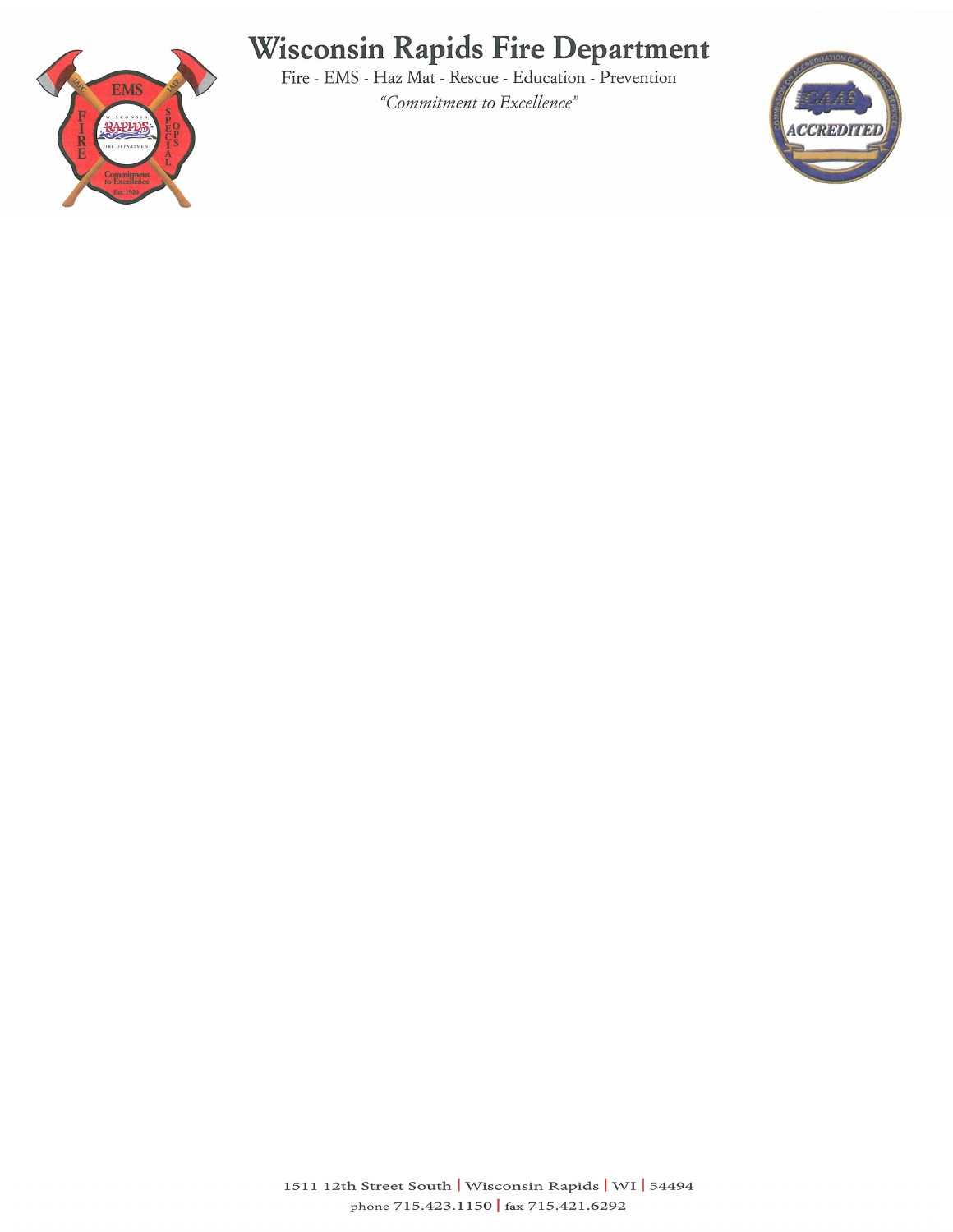# Wisconsin Rapids Fire Department

Fire - EMS - Haz Mat - Rescue - Education - Prevention

*"Commitment to Excellence"*

1511 12th Street South | Wisconsin Rapids | WI | 54494

phone 715.423.1150 | fax 715.421.6292